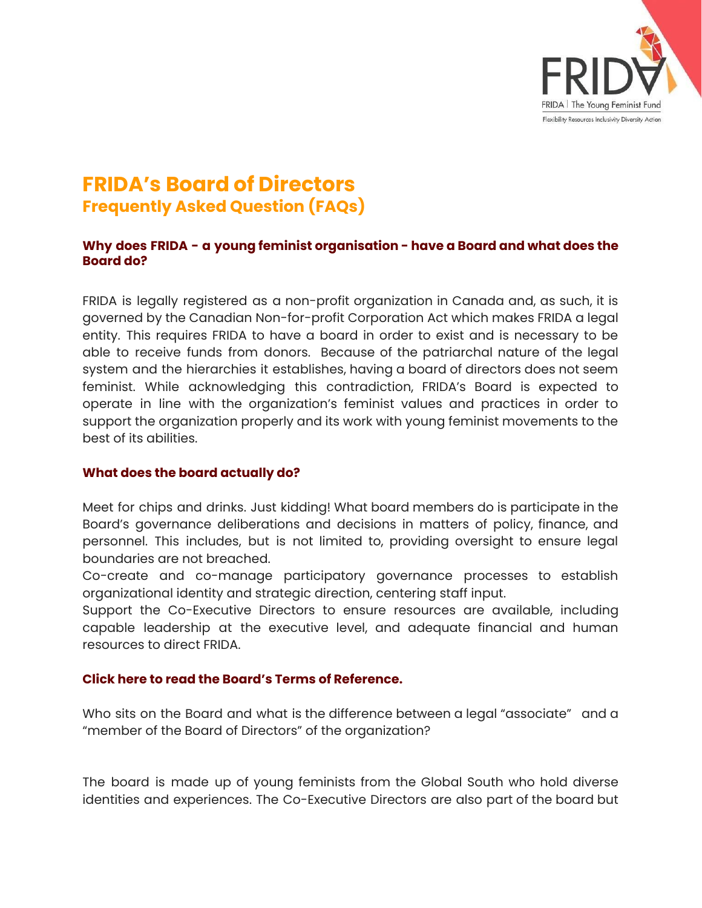# FRIDA's Board of Directors
## Frequently Asked Question (FAQs)

### Why does FRIDA - a young feminist organisation - have a Board and what does the Board do?

FRIDA is legally registered as a non-profit organization in Canada and, as such, it is governed by the Canadian Non-for-profit Corporation Act which makes FRIDA a legal entity. This requires FRIDA to have a board in order to exist and is necessary to be able to receive funds from donors. Because of the patriarchal nature of the legal system and the hierarchies it establishes, having a board of directors does not seem feminist. While acknowledging this contradiction, FRIDA's Board is expected to operate in line with the organization's feminist values and practices in order to support the organization properly and its work with young feminist movements to the best of its abilities.

### What does the board actually do?

Meet for chips and drinks. Just kidding! What board members do is participate in the Board's governance deliberations and decisions in matters of policy, finance, and personnel. This includes, but is not limited to, providing oversight to ensure legal boundaries are not breached.

Co-create and co-manage participatory governance processes to establish organizational identity and strategic direction, centering staff input.

Support the Co-Executive Directors to ensure resources are available, including capable leadership at the executive level, and adequate financial and human resources to direct FRIDA.

**Click here to read the Board's Terms of Reference.**

Who sits on the Board and what is the difference between a legal "associate" and a "member of the Board of Directors" of the organization?

The board is made up of young feminists from the Global South who hold diverse identities and experiences. The Co-Executive Directors are also part of the board but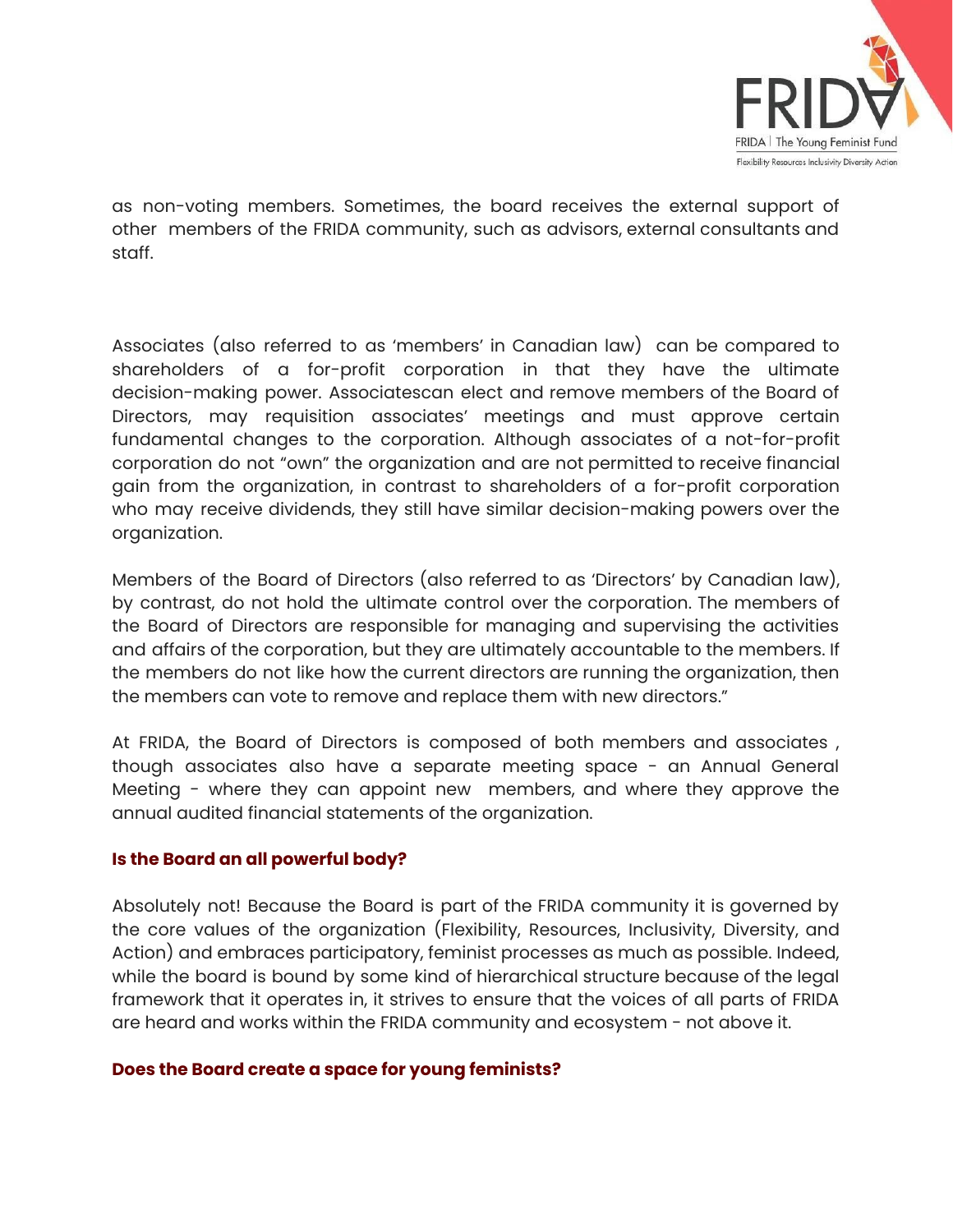as non-voting members. Sometimes, the board receives the external support of other members of the FRIDA community, such as advisors, external consultants and staff.

Associates (also referred to as 'members' in Canadian law) can be compared to shareholders of a for-profit corporation in that they have the ultimate decision-making power. Associatescan elect and remove members of the Board of Directors, may requisition associates' meetings and must approve certain fundamental changes to the corporation. Although associates of a not-for-profit corporation do not "own" the organization and are not permitted to receive financial gain from the organization, in contrast to shareholders of a for-profit corporation who may receive dividends, they still have similar decision-making powers over the organization.

Members of the Board of Directors (also referred to as 'Directors' by Canadian law), by contrast, do not hold the ultimate control over the corporation. The members of the Board of Directors are responsible for managing and supervising the activities and affairs of the corporation, but they are ultimately accountable to the members. If the members do not like how the current directors are running the organization, then the members can vote to remove and replace them with new directors."

At FRIDA, the Board of Directors is composed of both members and associates , though associates also have a separate meeting space - an Annual General Meeting - where they can appoint new members, and where they approve the annual audited financial statements of the organization.

**Is the Board an all powerful body?**

Absolutely not! Because the Board is part of the FRIDA community it is governed by the core values of the organization (Flexibility, Resources, Inclusivity, Diversity, and Action) and embraces participatory, feminist processes as much as possible. Indeed, while the board is bound by some kind of hierarchical structure because of the legal framework that it operates in, it strives to ensure that the voices of all parts of FRIDA are heard and works within the FRIDA community and ecosystem - not above it.

**Does the Board create a space for young feminists?**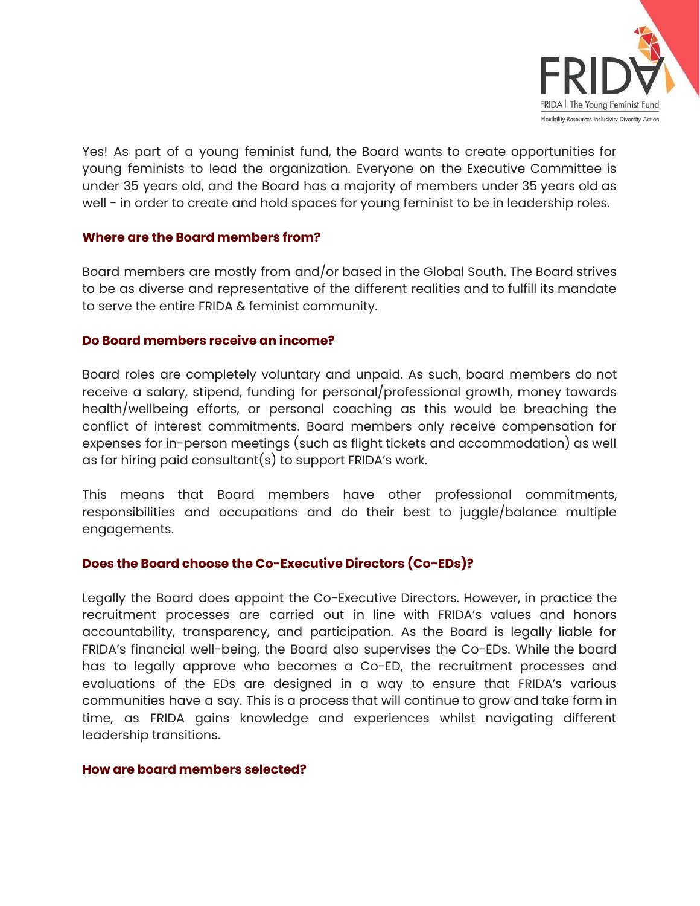Yes! As part of a young feminist fund, the Board wants to create opportunities for young feminists to lead the organization. Everyone on the Executive Committee is under 35 years old, and the Board has a majority of members under 35 years old as well - in order to create and hold spaces for young feminist to be in leadership roles.

### Where are the Board members from?

Board members are mostly from and/or based in the Global South. The Board strives to be as diverse and representative of the different realities and to fulfill its mandate to serve the entire FRIDA & feminist community.

### Do Board members receive an income?

Board roles are completely voluntary and unpaid. As such, board members do not receive a salary, stipend, funding for personal/professional growth, money towards health/wellbeing efforts, or personal coaching as this would be breaching the conflict of interest commitments. Board members only receive compensation for expenses for in-person meetings (such as flight tickets and accommodation) as well as for hiring paid consultant(s) to support FRIDA's work.

This means that Board members have other professional commitments, responsibilities and occupations and do their best to juggle/balance multiple engagements.

### Does the Board choose the Co-Executive Directors (Co-EDs)?

Legally the Board does appoint the Co-Executive Directors. However, in practice the recruitment processes are carried out in line with FRIDA's values and honors accountability, transparency, and participation. As the Board is legally liable for FRIDA's financial well-being, the Board also supervises the Co-EDs. While the board has to legally approve who becomes a Co-ED, the recruitment processes and evaluations of the EDs are designed in a way to ensure that FRIDA's various communities have a say. This is a process that will continue to grow and take form in time, as FRIDA gains knowledge and experiences whilst navigating different leadership transitions.

### How are board members selected?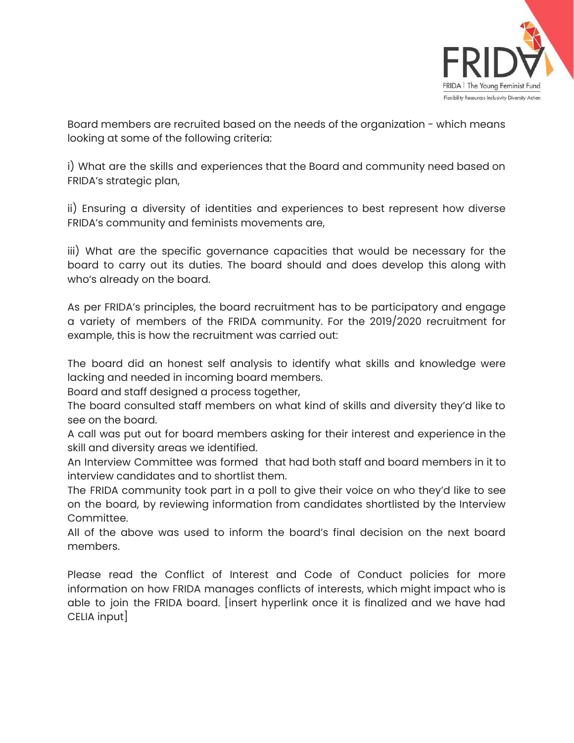Board members are recruited based on the needs of the organization - which means looking at some of the following criteria:

i) What are the skills and experiences that the Board and community need based on FRIDA's strategic plan,

ii) Ensuring a diversity of identities and experiences to best represent how diverse FRIDA's community and feminists movements are,

iii) What are the specific governance capacities that would be necessary for the board to carry out its duties. The board should and does develop this along with who's already on the board.

As per FRIDA's principles, the board recruitment has to be participatory and engage a variety of members of the FRIDA community. For the 2019/2020 recruitment for example, this is how the recruitment was carried out:

The board did an honest self analysis to identify what skills and knowledge were lacking and needed in incoming board members.
Board and staff designed a process together,
The board consulted staff members on what kind of skills and diversity they'd like to see on the board.
A call was put out for board members asking for their interest and experience in the skill and diversity areas we identified.
An Interview Committee was formed that had both staff and board members in it to interview candidates and to shortlist them.
The FRIDA community took part in a poll to give their voice on who they'd like to see on the board, by reviewing information from candidates shortlisted by the Interview Committee.
All of the above was used to inform the board's final decision on the next board members.

Please read the Conflict of Interest and Code of Conduct policies for more information on how FRIDA manages conflicts of interests, which might impact who is able to join the FRIDA board. [insert hyperlink once it is finalized and we have had CELIA input]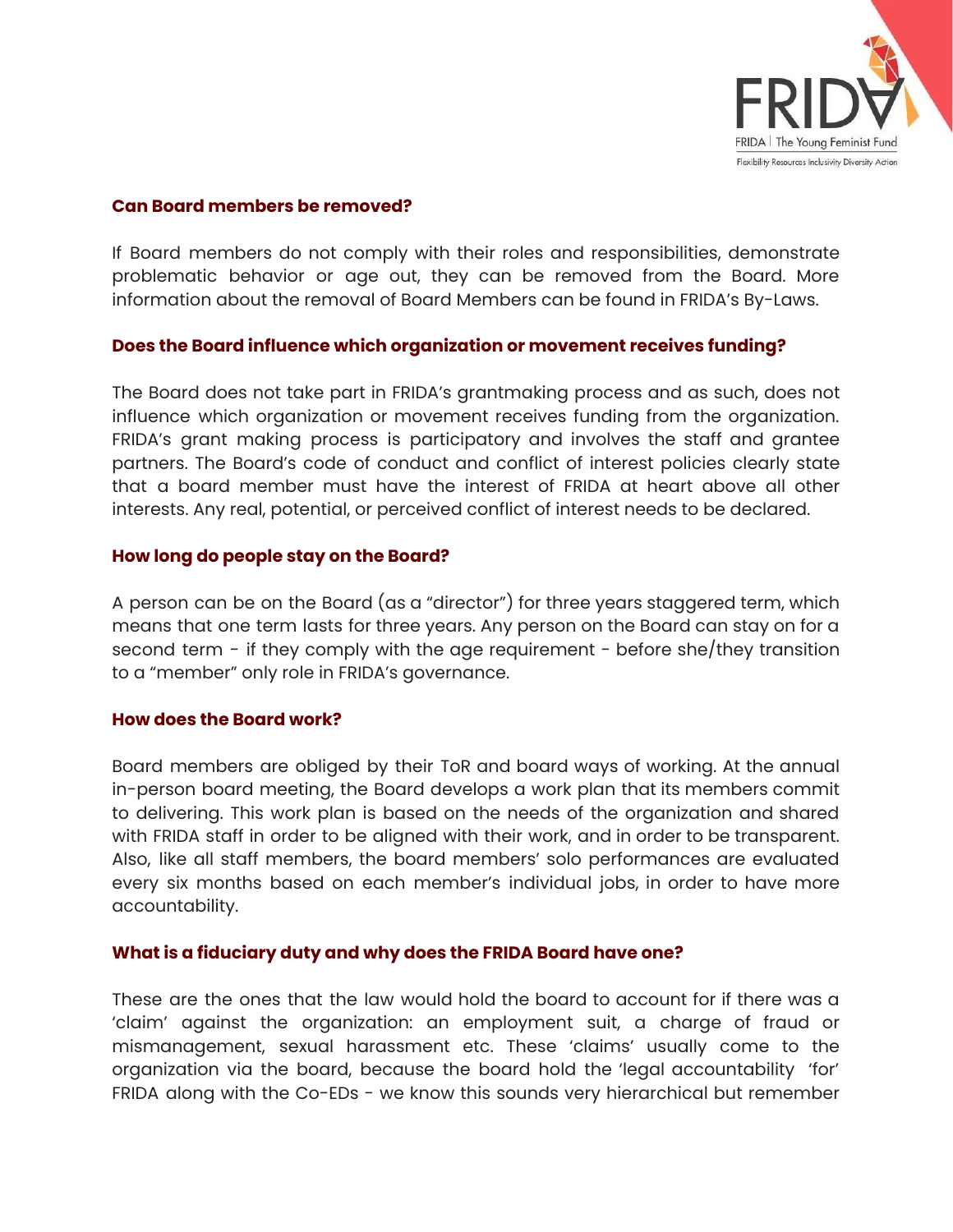### Can Board members be removed?

If Board members do not comply with their roles and responsibilities, demonstrate problematic behavior or age out, they can be removed from the Board. More information about the removal of Board Members can be found in FRIDA's By-Laws.

### Does the Board influence which organization or movement receives funding?

The Board does not take part in FRIDA's grantmaking process and as such, does not influence which organization or movement receives funding from the organization. FRIDA's grant making process is participatory and involves the staff and grantee partners. The Board's code of conduct and conflict of interest policies clearly state that a board member must have the interest of FRIDA at heart above all other interests. Any real, potential, or perceived conflict of interest needs to be declared.

### How long do people stay on the Board?

A person can be on the Board (as a "director") for three years staggered term, which means that one term lasts for three years. Any person on the Board can stay on for a second term - if they comply with the age requirement - before she/they transition to a "member" only role in FRIDA's governance.

### How does the Board work?

Board members are obliged by their ToR and board ways of working. At the annual in-person board meeting, the Board develops a work plan that its members commit to delivering. This work plan is based on the needs of the organization and shared with FRIDA staff in order to be aligned with their work, and in order to be transparent. Also, like all staff members, the board members' solo performances are evaluated every six months based on each member's individual jobs, in order to have more accountability.

### What is a fiduciary duty and why does the FRIDA Board have one?

These are the ones that the law would hold the board to account for if there was a 'claim' against the organization: an employment suit, a charge of fraud or mismanagement, sexual harassment etc. These 'claims' usually come to the organization via the board, because the board hold the 'legal accountability 'for' FRIDA along with the Co-EDs - we know this sounds very hierarchical but remember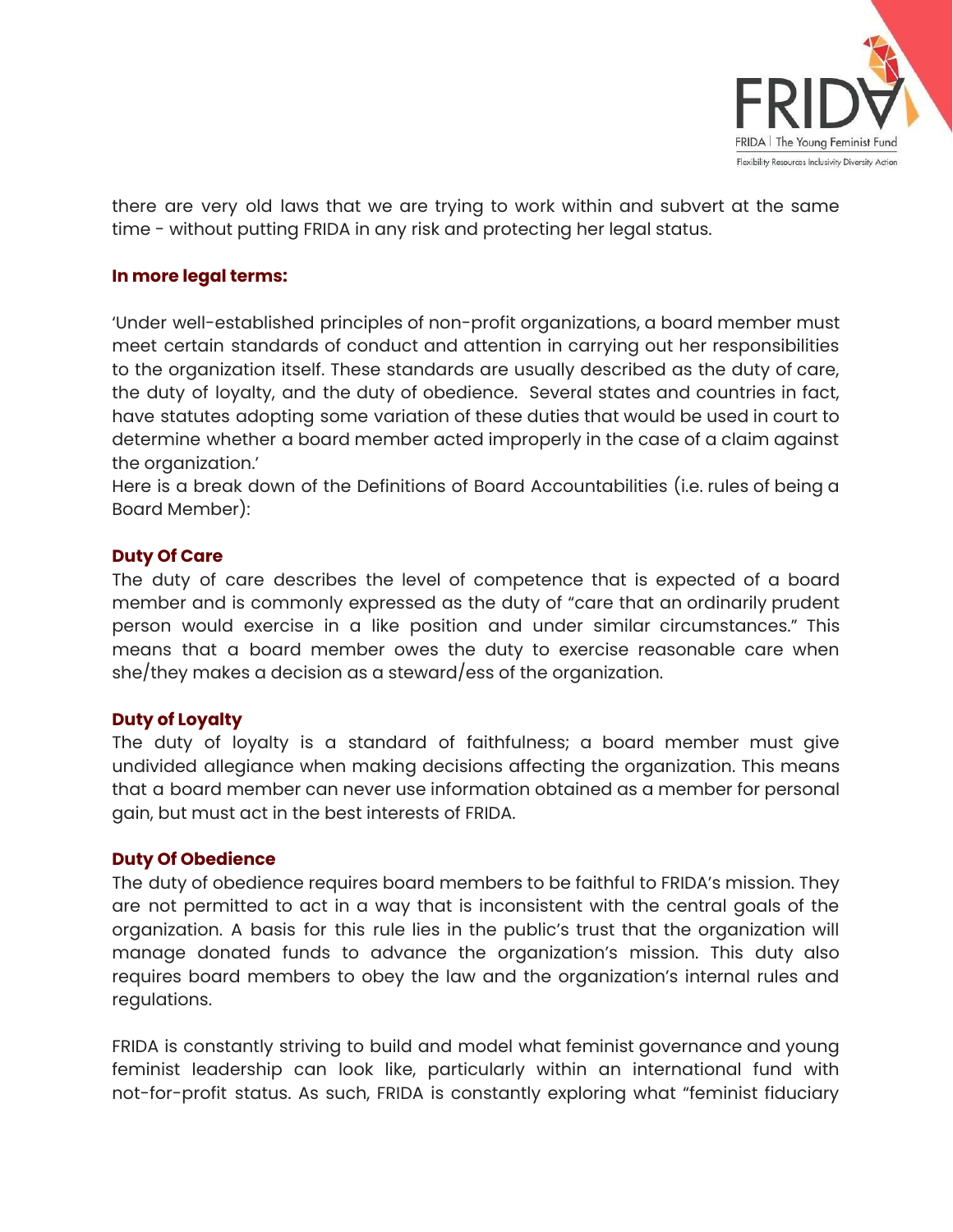there are very old laws that we are trying to work within and subvert at the same time - without putting FRIDA in any risk and protecting her legal status.

### In more legal terms:

'Under well-established principles of non-profit organizations, a board member must meet certain standards of conduct and attention in carrying out her responsibilities to the organization itself. These standards are usually described as the duty of care, the duty of loyalty, and the duty of obedience. Several states and countries in fact, have statutes adopting some variation of these duties that would be used in court to determine whether a board member acted improperly in the case of a claim against the organization.'
Here is a break down of the Definitions of Board Accountabilities (i.e. rules of being a Board Member):

### Duty Of Care

The duty of care describes the level of competence that is expected of a board member and is commonly expressed as the duty of "care that an ordinarily prudent person would exercise in a like position and under similar circumstances." This means that a board member owes the duty to exercise reasonable care when she/they makes a decision as a steward/ess of the organization.

### Duty of Loyalty

The duty of loyalty is a standard of faithfulness; a board member must give undivided allegiance when making decisions affecting the organization. This means that a board member can never use information obtained as a member for personal gain, but must act in the best interests of FRIDA.

### Duty Of Obedience

The duty of obedience requires board members to be faithful to FRIDA's mission. They are not permitted to act in a way that is inconsistent with the central goals of the organization. A basis for this rule lies in the public's trust that the organization will manage donated funds to advance the organization's mission. This duty also requires board members to obey the law and the organization's internal rules and regulations.

FRIDA is constantly striving to build and model what feminist governance and young feminist leadership can look like, particularly within an international fund with not-for-profit status. As such, FRIDA is constantly exploring what "feminist fiduciary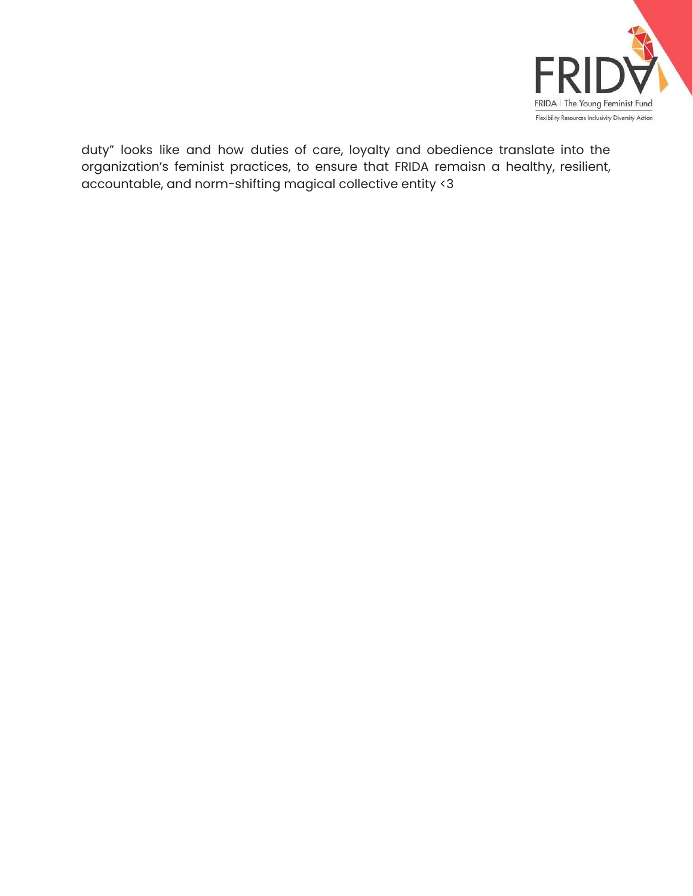duty" looks like and how duties of care, loyalty and obedience translate into the organization's feminist practices, to ensure that FRIDA remaisn a healthy, resilient, accountable, and norm-shifting magical collective entity <3